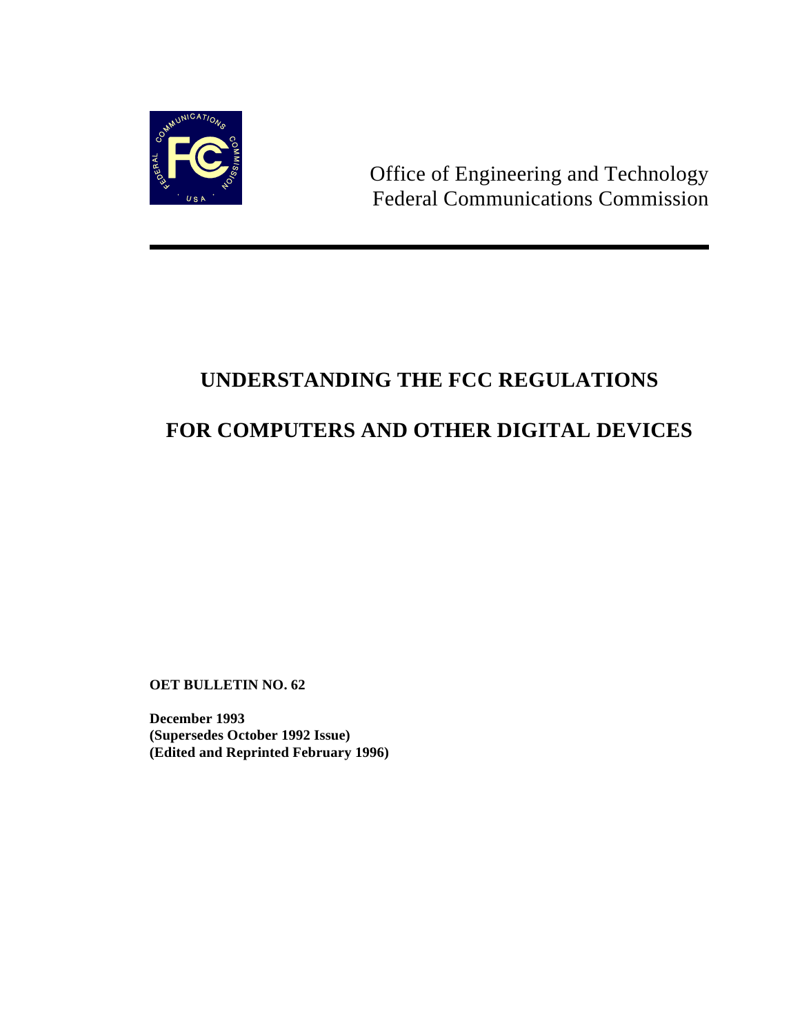Office of Engineering and Technology
Federal Communications Commission

# UNDERSTANDING THE FCC REGULATIONS

# FOR COMPUTERS AND OTHER DIGITAL DEVICES

**OET BULLETIN NO. 62**

**December 1993**
**(Supersedes October 1992 Issue)**
**(Edited and Reprinted February 1996)**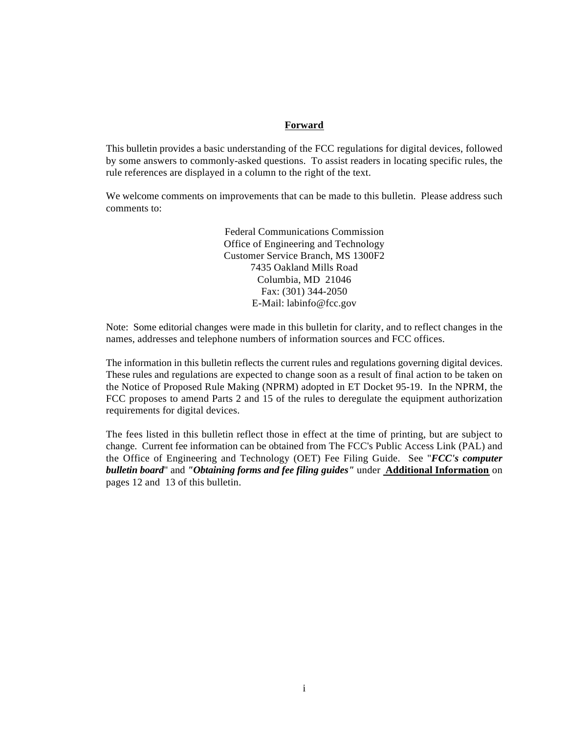## Forward

This bulletin provides a basic understanding of the FCC regulations for digital devices, followed by some answers to commonly-asked questions. To assist readers in locating specific rules, the rule references are displayed in a column to the right of the text.

We welcome comments on improvements that can be made to this bulletin. Please address such comments to:

Federal Communications Commission  
Office of Engineering and Technology  
Customer Service Branch, MS 1300F2  
7435 Oakland Mills Road  
Columbia, MD 21046  
Fax: (301) 344-2050  
E-Mail: labinfo@fcc.gov

Note: Some editorial changes were made in this bulletin for clarity, and to reflect changes in the names, addresses and telephone numbers of information sources and FCC offices.

The information in this bulletin reflects the current rules and regulations governing digital devices. These rules and regulations are expected to change soon as a result of final action to be taken on the Notice of Proposed Rule Making (NPRM) adopted in ET Docket 95-19. In the NPRM, the FCC proposes to amend Parts 2 and 15 of the rules to deregulate the equipment authorization requirements for digital devices.

The fees listed in this bulletin reflect those in effect at the time of printing, but are subject to change. Current fee information can be obtained from The FCC's Public Access Link (PAL) and the Office of Engineering and Technology (OET) Fee Filing Guide. See "***FCC's computer bulletin board***" and ***"Obtaining forms and fee filing guides"*** under **Additional Information** on pages 12 and 13 of this bulletin.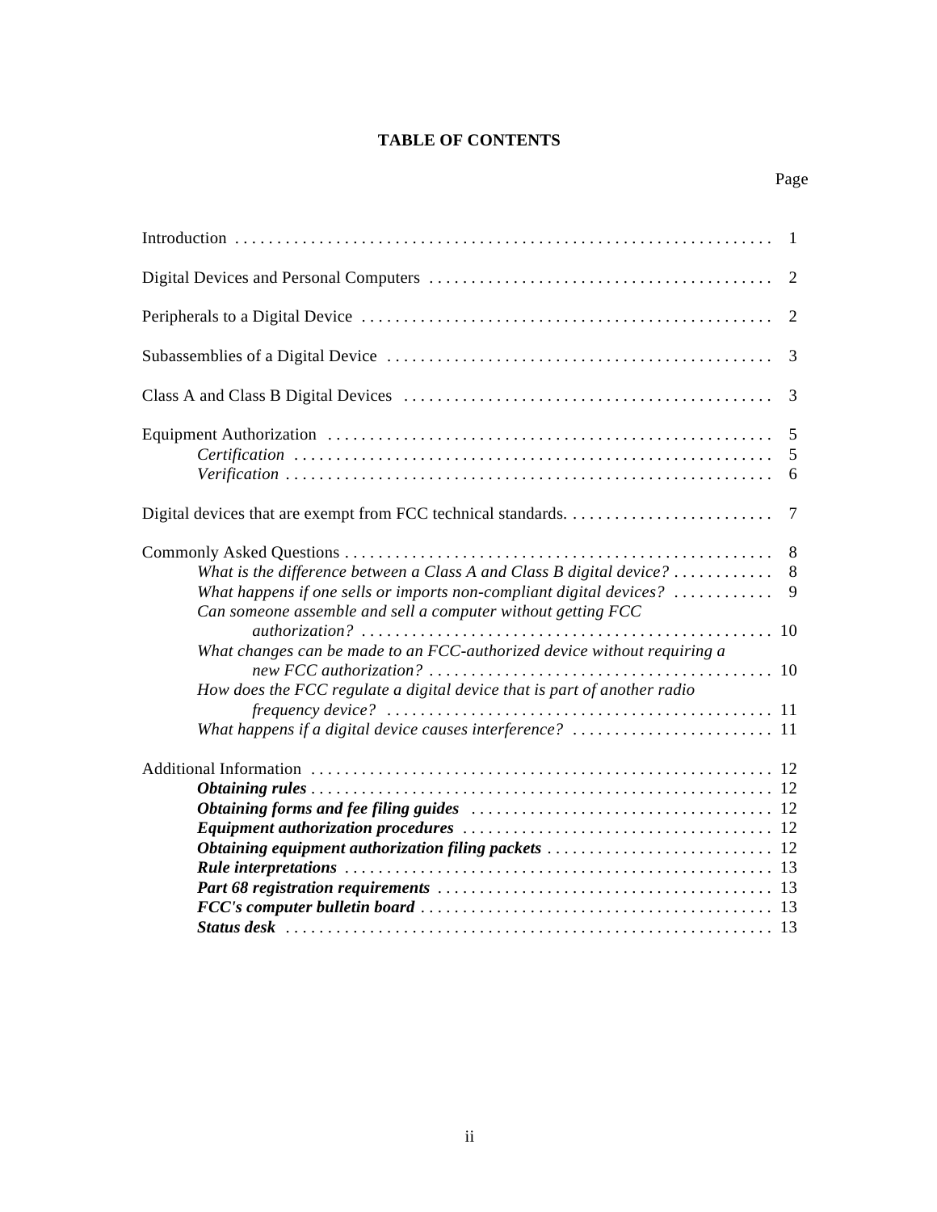# TABLE OF CONTENTS

Page

Introduction . . . . . . . . . . . . . . . . . . . . . . . . . . . . . . . . . . . . . . . . . . . . . . . . . . . . . . . . . . . . . . 1

Digital Devices and Personal Computers . . . . . . . . . . . . . . . . . . . . . . . . . . . . . . . . . . . . . . . . 2

Peripherals to a Digital Device . . . . . . . . . . . . . . . . . . . . . . . . . . . . . . . . . . . . . . . . . . . . . . . . 2

Subassemblies of a Digital Device . . . . . . . . . . . . . . . . . . . . . . . . . . . . . . . . . . . . . . . . . . . . . 3

Class A and Class B Digital Devices . . . . . . . . . . . . . . . . . . . . . . . . . . . . . . . . . . . . . . . . . . . 3

Equipment Authorization . . . . . . . . . . . . . . . . . . . . . . . . . . . . . . . . . . . . . . . . . . . . . . . . . . . . 5
- *Certification* . . . . . . . . . . . . . . . . . . . . . . . . . . . . . . . . . . . . . . . . . . . . . . . . . . . . . . . . 5
- *Verification* . . . . . . . . . . . . . . . . . . . . . . . . . . . . . . . . . . . . . . . . . . . . . . . . . . . . . . . . . 6

Digital devices that are exempt from FCC technical standards. . . . . . . . . . . . . . . . . . . . . . . . 7

Commonly Asked Questions . . . . . . . . . . . . . . . . . . . . . . . . . . . . . . . . . . . . . . . . . . . . . . . . . . 8
- *What is the difference between a Class A and Class B digital device?* . . . . . . . . . . . . 8
- *What happens if one sells or imports non-compliant digital devices?* . . . . . . . . . . . . 9
- *Can someone assemble and sell a computer without getting FCC authorization?* . . . . . . . . . . . . . . . . . . . . . . . . . . . . . . . . . . . . . . . . . . . . . . . . 10
- *What changes can be made to an FCC-authorized device without requiring a new FCC authorization?* . . . . . . . . . . . . . . . . . . . . . . . . . . . . . . . . . . . . . . . . . 10
- *How does the FCC regulate a digital device that is part of another radio frequency device?* . . . . . . . . . . . . . . . . . . . . . . . . . . . . . . . . . . . . . . . . . . . . . 11
- *What happens if a digital device causes interference?* . . . . . . . . . . . . . . . . . . . . . . . . 11

Additional Information . . . . . . . . . . . . . . . . . . . . . . . . . . . . . . . . . . . . . . . . . . . . . . . . . . . . . 12
- ***Obtaining rules*** . . . . . . . . . . . . . . . . . . . . . . . . . . . . . . . . . . . . . . . . . . . . . . . . . . . . . . 12
- ***Obtaining forms and fee filing guides*** . . . . . . . . . . . . . . . . . . . . . . . . . . . . . . . . . . . . 12
- ***Equipment authorization procedures*** . . . . . . . . . . . . . . . . . . . . . . . . . . . . . . . . . . . . 12
- ***Obtaining equipment authorization filing packets*** . . . . . . . . . . . . . . . . . . . . . . . . . . . 12
- ***Rule interpretations*** . . . . . . . . . . . . . . . . . . . . . . . . . . . . . . . . . . . . . . . . . . . . . . . . . . 13
- ***Part 68 registration requirements*** . . . . . . . . . . . . . . . . . . . . . . . . . . . . . . . . . . . . . . . 13
- ***FCC's computer bulletin board*** . . . . . . . . . . . . . . . . . . . . . . . . . . . . . . . . . . . . . . . . . . 13
- ***Status desk*** . . . . . . . . . . . . . . . . . . . . . . . . . . . . . . . . . . . . . . . . . . . . . . . . . . . . . . . . . 13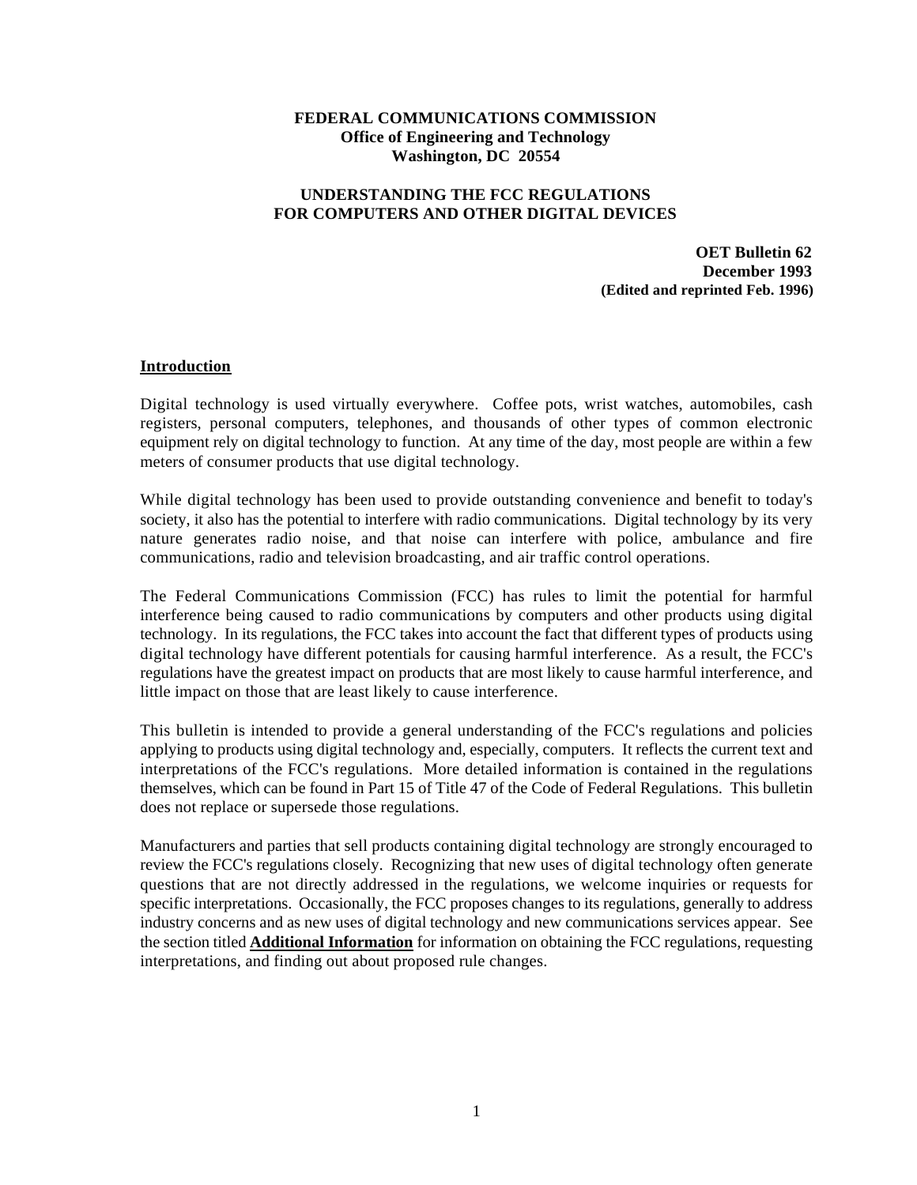**FEDERAL COMMUNICATIONS COMMISSION**
**Office of Engineering and Technology**
**Washington, DC 20554**

# UNDERSTANDING THE FCC REGULATIONS FOR COMPUTERS AND OTHER DIGITAL DEVICES

**OET Bulletin 62**
**December 1993**
**(Edited and reprinted Feb. 1996)**

## Introduction

Digital technology is used virtually everywhere. Coffee pots, wrist watches, automobiles, cash registers, personal computers, telephones, and thousands of other types of common electronic equipment rely on digital technology to function. At any time of the day, most people are within a few meters of consumer products that use digital technology.

While digital technology has been used to provide outstanding convenience and benefit to today's society, it also has the potential to interfere with radio communications. Digital technology by its very nature generates radio noise, and that noise can interfere with police, ambulance and fire communications, radio and television broadcasting, and air traffic control operations.

The Federal Communications Commission (FCC) has rules to limit the potential for harmful interference being caused to radio communications by computers and other products using digital technology. In its regulations, the FCC takes into account the fact that different types of products using digital technology have different potentials for causing harmful interference. As a result, the FCC's regulations have the greatest impact on products that are most likely to cause harmful interference, and little impact on those that are least likely to cause interference.

This bulletin is intended to provide a general understanding of the FCC's regulations and policies applying to products using digital technology and, especially, computers. It reflects the current text and interpretations of the FCC's regulations. More detailed information is contained in the regulations themselves, which can be found in Part 15 of Title 47 of the Code of Federal Regulations. This bulletin does not replace or supersede those regulations.

Manufacturers and parties that sell products containing digital technology are strongly encouraged to review the FCC's regulations closely. Recognizing that new uses of digital technology often generate questions that are not directly addressed in the regulations, we welcome inquiries or requests for specific interpretations. Occasionally, the FCC proposes changes to its regulations, generally to address industry concerns and as new uses of digital technology and new communications services appear. See the section titled **Additional Information** for information on obtaining the FCC regulations, requesting interpretations, and finding out about proposed rule changes.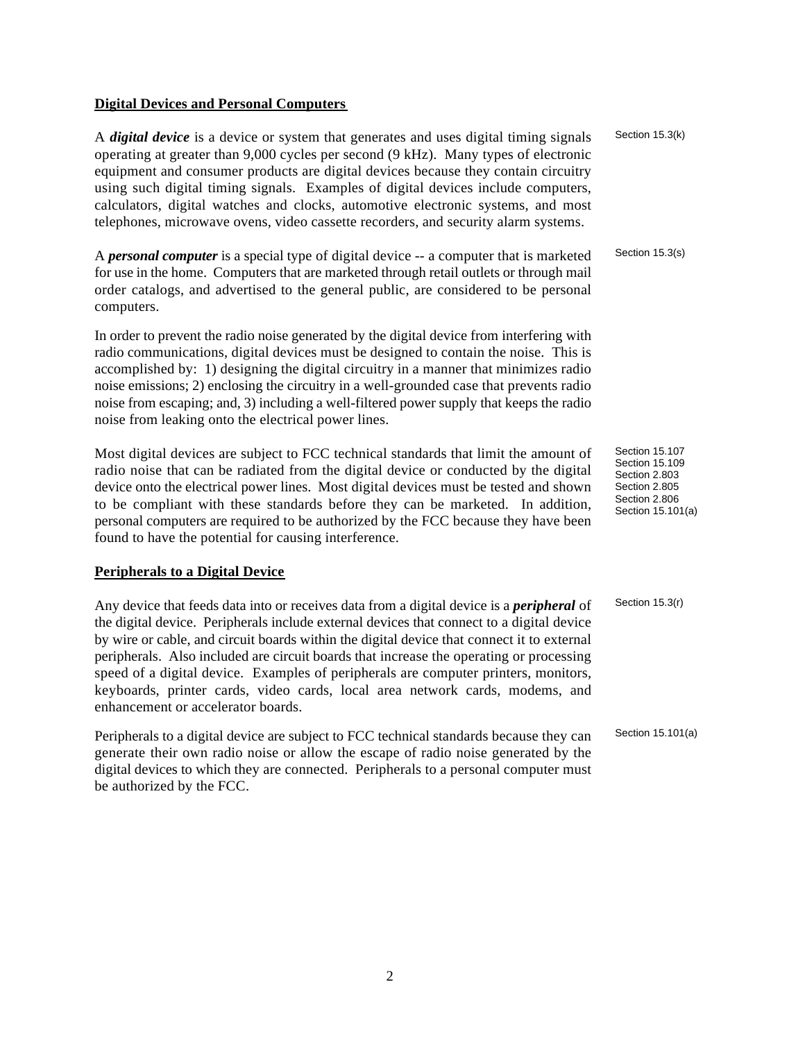## Digital Devices and Personal Computers

A ***digital device*** is a device or system that generates and uses digital timing signals operating at greater than 9,000 cycles per second (9 kHz). Many types of electronic equipment and consumer products are digital devices because they contain circuitry using such digital timing signals. Examples of digital devices include computers, calculators, digital watches and clocks, automotive electronic systems, and most telephones, microwave ovens, video cassette recorders, and security alarm systems.

Section 15.3(k)

A ***personal computer*** is a special type of digital device -- a computer that is marketed for use in the home. Computers that are marketed through retail outlets or through mail order catalogs, and advertised to the general public, are considered to be personal computers.

Section 15.3(s)

In order to prevent the radio noise generated by the digital device from interfering with radio communications, digital devices must be designed to contain the noise. This is accomplished by: 1) designing the digital circuitry in a manner that minimizes radio noise emissions; 2) enclosing the circuitry in a well-grounded case that prevents radio noise from escaping; and, 3) including a well-filtered power supply that keeps the radio noise from leaking onto the electrical power lines.

Most digital devices are subject to FCC technical standards that limit the amount of radio noise that can be radiated from the digital device or conducted by the digital device onto the electrical power lines. Most digital devices must be tested and shown to be compliant with these standards before they can be marketed. In addition, personal computers are required to be authorized by the FCC because they have been found to have the potential for causing interference.

Section 15.107
Section 15.109
Section 2.803
Section 2.805
Section 2.806
Section 15.101(a)

## Peripherals to a Digital Device

Any device that feeds data into or receives data from a digital device is a ***peripheral*** of the digital device. Peripherals include external devices that connect to a digital device by wire or cable, and circuit boards within the digital device that connect it to external peripherals. Also included are circuit boards that increase the operating or processing speed of a digital device. Examples of peripherals are computer printers, monitors, keyboards, printer cards, video cards, local area network cards, modems, and enhancement or accelerator boards.

Section 15.3(r)

Peripherals to a digital device are subject to FCC technical standards because they can generate their own radio noise or allow the escape of radio noise generated by the digital devices to which they are connected. Peripherals to a personal computer must be authorized by the FCC.

Section 15.101(a)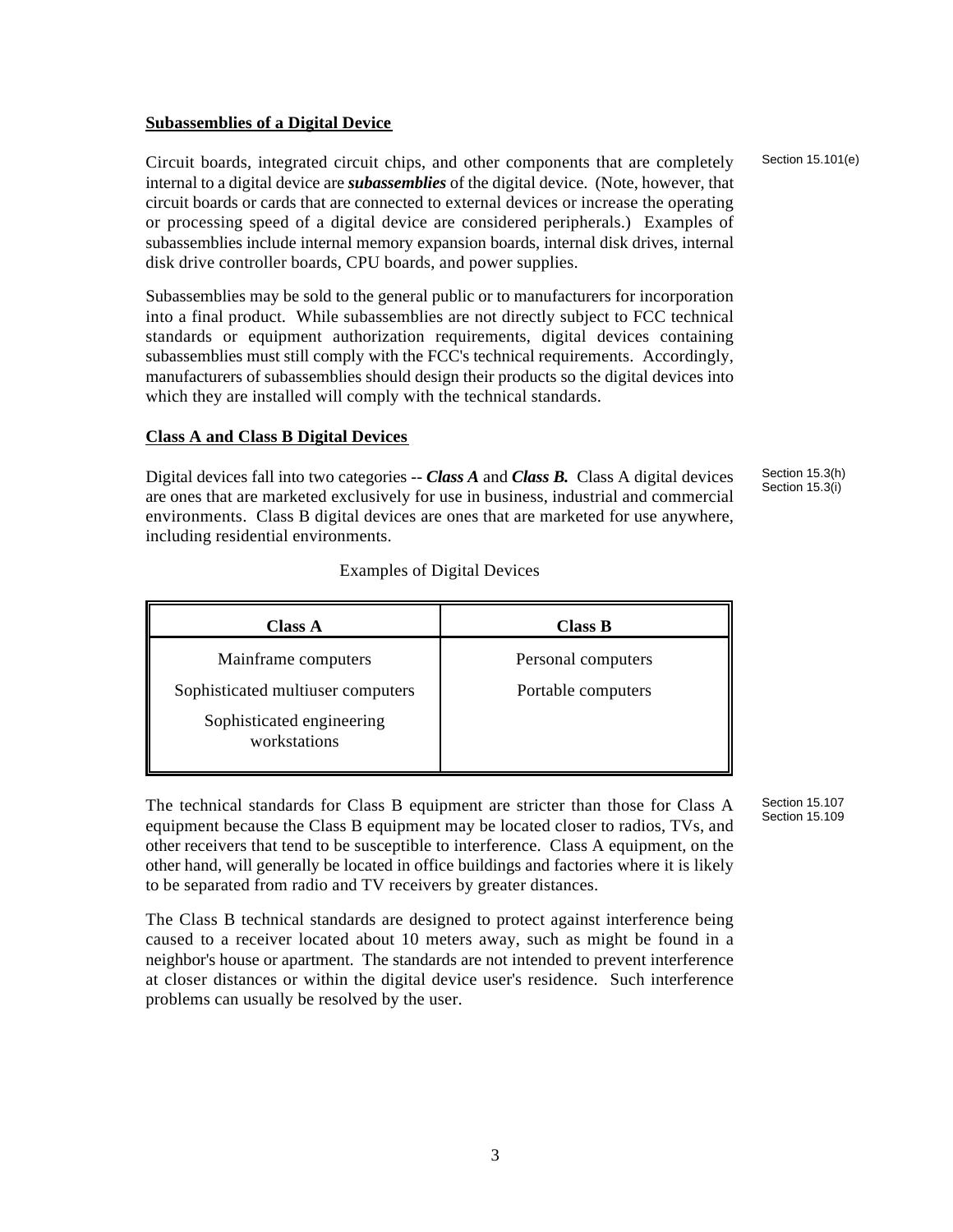## Subassemblies of a Digital Device

Section 15.101(e)

Circuit boards, integrated circuit chips, and other components that are completely internal to a digital device are ***subassemblies*** of the digital device. (Note, however, that circuit boards or cards that are connected to external devices or increase the operating or processing speed of a digital device are considered peripherals.) Examples of subassemblies include internal memory expansion boards, internal disk drives, internal disk drive controller boards, CPU boards, and power supplies.

Subassemblies may be sold to the general public or to manufacturers for incorporation into a final product. While subassemblies are not directly subject to FCC technical standards or equipment authorization requirements, digital devices containing subassemblies must still comply with the FCC's technical requirements. Accordingly, manufacturers of subassemblies should design their products so the digital devices into which they are installed will comply with the technical standards.

## Class A and Class B Digital Devices

Section 15.3(h)
Section 15.3(i)

Digital devices fall into two categories -- ***Class A*** and ***Class B.*** Class A digital devices are ones that are marketed exclusively for use in business, industrial and commercial environments. Class B digital devices are ones that are marketed for use anywhere, including residential environments.

Examples of Digital Devices

| Class A | Class B |
|---|---|
| Mainframe computers | Personal computers |
| Sophisticated multiuser computers | Portable computers |
| Sophisticated engineering workstations | |

Section 15.107
Section 15.109

The technical standards for Class B equipment are stricter than those for Class A equipment because the Class B equipment may be located closer to radios, TVs, and other receivers that tend to be susceptible to interference. Class A equipment, on the other hand, will generally be located in office buildings and factories where it is likely to be separated from radio and TV receivers by greater distances.

The Class B technical standards are designed to protect against interference being caused to a receiver located about 10 meters away, such as might be found in a neighbor's house or apartment. The standards are not intended to prevent interference at closer distances or within the digital device user's residence. Such interference problems can usually be resolved by the user.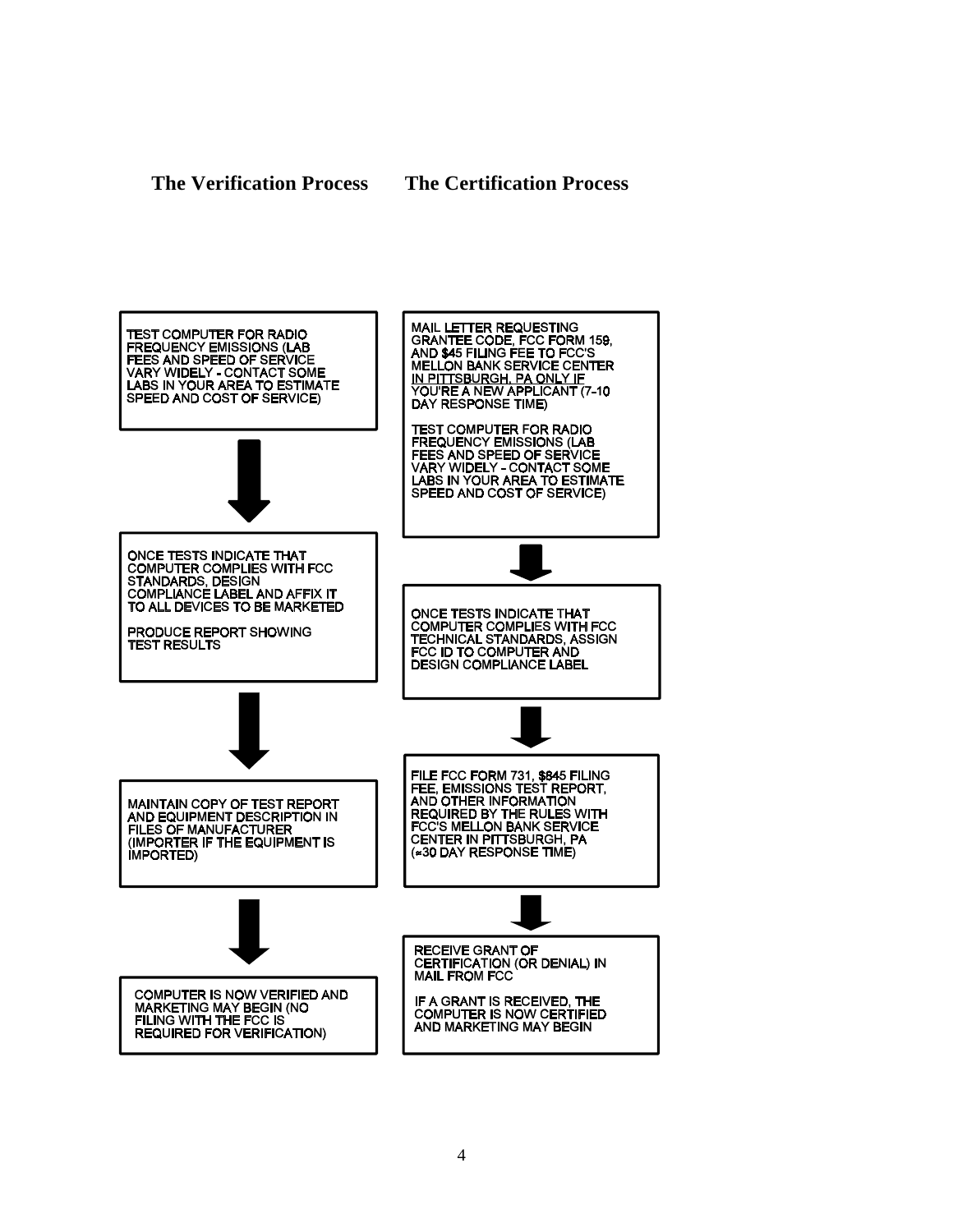## The Verification Process

TEST COMPUTER FOR RADIO FREQUENCY EMISSIONS (LAB FEES AND SPEED OF SERVICE VARY WIDELY - CONTACT SOME LABS IN YOUR AREA TO ESTIMATE SPEED AND COST OF SERVICE)

↓

ONCE TESTS INDICATE THAT COMPUTER COMPLIES WITH FCC STANDARDS, DESIGN COMPLIANCE LABEL AND AFFIX IT TO ALL DEVICES TO BE MARKETED

PRODUCE REPORT SHOWING TEST RESULTS

↓

MAINTAIN COPY OF TEST REPORT AND EQUIPMENT DESCRIPTION IN FILES OF MANUFACTURER (IMPORTER IF THE EQUIPMENT IS IMPORTED)

↓

COMPUTER IS NOW VERIFIED AND MARKETING MAY BEGIN (NO FILING WITH THE FCC IS REQUIRED FOR VERIFICATION)

## The Certification Process

MAIL LETTER REQUESTING GRANTEE CODE, FCC FORM 159, AND $45 FILING FEE TO FCC'S MELLON BANK SERVICE CENTER IN PITTSBURGH, PA ONLY IF YOU'RE A NEW APPLICANT (7-10 DAY RESPONSE TIME)

TEST COMPUTER FOR RADIO FREQUENCY EMISSIONS (LAB FEES AND SPEED OF SERVICE VARY WIDELY - CONTACT SOME LABS IN YOUR AREA TO ESTIMATE SPEED AND COST OF SERVICE)

↓

ONCE TESTS INDICATE THAT COMPUTER COMPLIES WITH FCC TECHNICAL STANDARDS, ASSIGN FCC ID TO COMPUTER AND DESIGN COMPLIANCE LABEL

↓

FILE FCC FORM 731, $845 FILING FEE, EMISSIONS TEST REPORT, AND OTHER INFORMATION REQUIRED BY THE RULES WITH FCC'S MELLON BANK SERVICE CENTER IN PITTSBURGH, PA (≈30 DAY RESPONSE TIME)

↓

RECEIVE GRANT OF CERTIFICATION (OR DENIAL) IN MAIL FROM FCC

IF A GRANT IS RECEIVED, THE COMPUTER IS NOW CERTIFIED AND MARKETING MAY BEGIN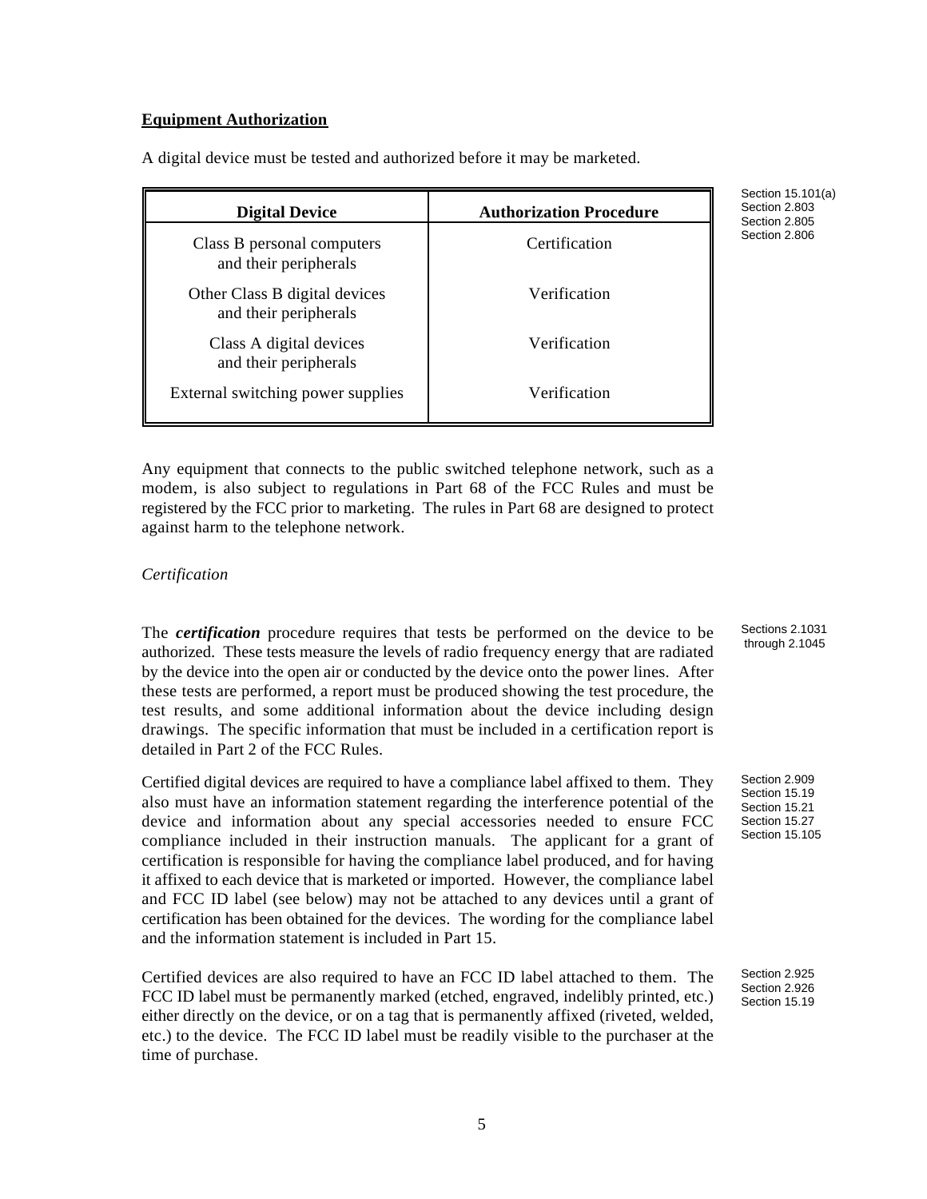## Equipment Authorization

A digital device must be tested and authorized before it may be marketed.

| Digital Device | Authorization Procedure |
|---|---|
| Class B personal computers and their peripherals | Certification |
| Other Class B digital devices and their peripherals | Verification |
| Class A digital devices and their peripherals | Verification |
| External switching power supplies | Verification |

Section 15.101(a)
Section 2.803
Section 2.805
Section 2.806

Any equipment that connects to the public switched telephone network, such as a modem, is also subject to regulations in Part 68 of the FCC Rules and must be registered by the FCC prior to marketing. The rules in Part 68 are designed to protect against harm to the telephone network.

*Certification*

The ***certification*** procedure requires that tests be performed on the device to be authorized. These tests measure the levels of radio frequency energy that are radiated by the device into the open air or conducted by the device onto the power lines. After these tests are performed, a report must be produced showing the test procedure, the test results, and some additional information about the device including design drawings. The specific information that must be included in a certification report is detailed in Part 2 of the FCC Rules.

Sections 2.1031 through 2.1045

Certified digital devices are required to have a compliance label affixed to them. They also must have an information statement regarding the interference potential of the device and information about any special accessories needed to ensure FCC compliance included in their instruction manuals. The applicant for a grant of certification is responsible for having the compliance label produced, and for having it affixed to each device that is marketed or imported. However, the compliance label and FCC ID label (see below) may not be attached to any devices until a grant of certification has been obtained for the devices. The wording for the compliance label and the information statement is included in Part 15.

Section 2.909
Section 15.19
Section 15.21
Section 15.27
Section 15.105

Certified devices are also required to have an FCC ID label attached to them. The FCC ID label must be permanently marked (etched, engraved, indelibly printed, etc.) either directly on the device, or on a tag that is permanently affixed (riveted, welded, etc.) to the device. The FCC ID label must be readily visible to the purchaser at the time of purchase.

Section 2.925
Section 2.926
Section 15.19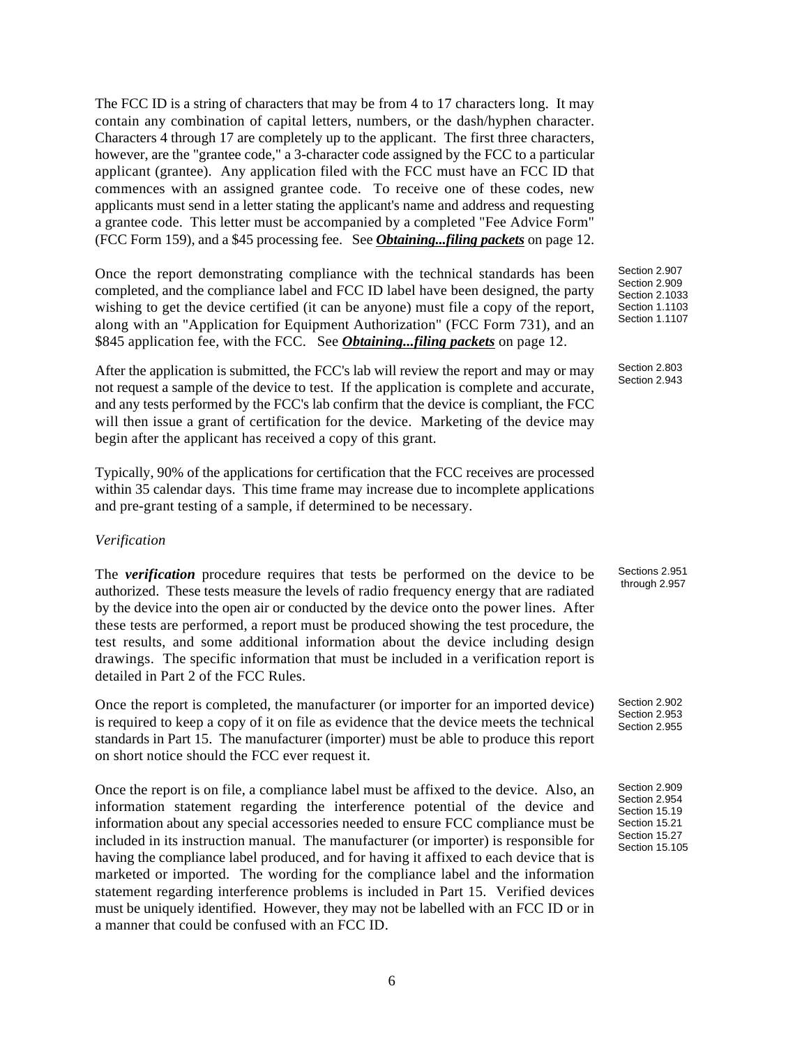The FCC ID is a string of characters that may be from 4 to 17 characters long. It may contain any combination of capital letters, numbers, or the dash/hyphen character. Characters 4 through 17 are completely up to the applicant. The first three characters, however, are the "grantee code," a 3-character code assigned by the FCC to a particular applicant (grantee). Any application filed with the FCC must have an FCC ID that commences with an assigned grantee code. To receive one of these codes, new applicants must send in a letter stating the applicant's name and address and requesting a grantee code. This letter must be accompanied by a completed "Fee Advice Form" (FCC Form 159), and a $45 processing fee. See ***Obtaining...filing packets*** on page 12.

Once the report demonstrating compliance with the technical standards has been completed, and the compliance label and FCC ID label have been designed, the party wishing to get the device certified (it can be anyone) must file a copy of the report, along with an "Application for Equipment Authorization" (FCC Form 731), and an $845 application fee, with the FCC. See ***Obtaining...filing packets*** on page 12.

Section 2.907
Section 2.909
Section 2.1033
Section 1.1103
Section 1.1107

After the application is submitted, the FCC's lab will review the report and may or may not request a sample of the device to test. If the application is complete and accurate, and any tests performed by the FCC's lab confirm that the device is compliant, the FCC will then issue a grant of certification for the device. Marketing of the device may begin after the applicant has received a copy of this grant.

Section 2.803
Section 2.943

Typically, 90% of the applications for certification that the FCC receives are processed within 35 calendar days. This time frame may increase due to incomplete applications and pre-grant testing of a sample, if determined to be necessary.

*Verification*

The ***verification*** procedure requires that tests be performed on the device to be authorized. These tests measure the levels of radio frequency energy that are radiated by the device into the open air or conducted by the device onto the power lines. After these tests are performed, a report must be produced showing the test procedure, the test results, and some additional information about the device including design drawings. The specific information that must be included in a verification report is detailed in Part 2 of the FCC Rules.

Sections 2.951 through 2.957

Once the report is completed, the manufacturer (or importer for an imported device) is required to keep a copy of it on file as evidence that the device meets the technical standards in Part 15. The manufacturer (importer) must be able to produce this report on short notice should the FCC ever request it.

Section 2.902
Section 2.953
Section 2.955

Once the report is on file, a compliance label must be affixed to the device. Also, an information statement regarding the interference potential of the device and information about any special accessories needed to ensure FCC compliance must be included in its instruction manual. The manufacturer (or importer) is responsible for having the compliance label produced, and for having it affixed to each device that is marketed or imported. The wording for the compliance label and the information statement regarding interference problems is included in Part 15. Verified devices must be uniquely identified. However, they may not be labelled with an FCC ID or in a manner that could be confused with an FCC ID.

Section 2.909
Section 2.954
Section 15.19
Section 15.21
Section 15.27
Section 15.105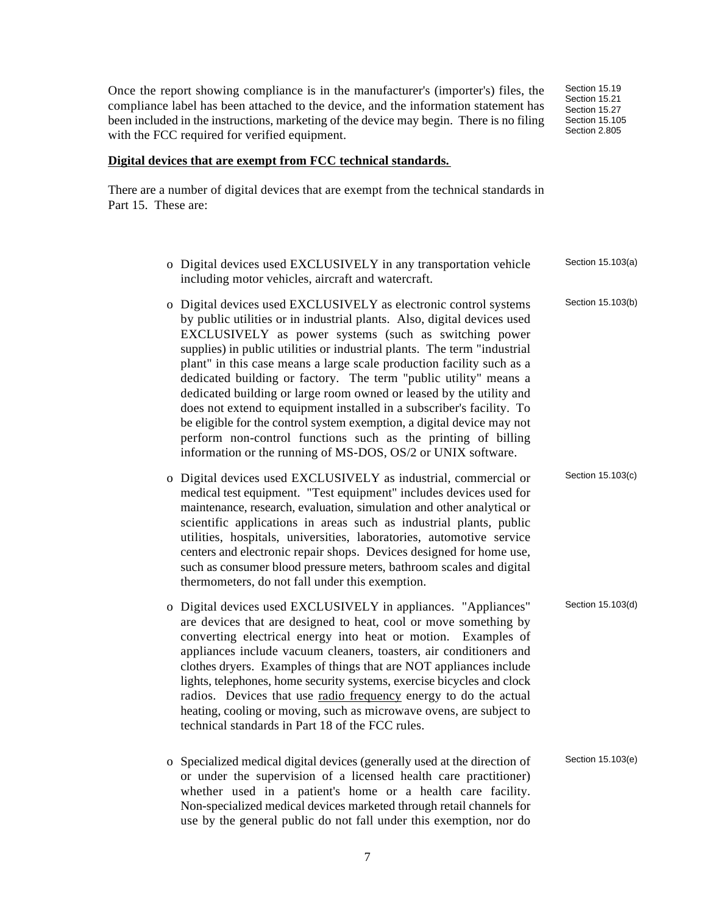Once the report showing compliance is in the manufacturer's (importer's) files, the compliance label has been attached to the device, and the information statement has been included in the instructions, marketing of the device may begin. There is no filing with the FCC required for verified equipment.

Section 15.19
Section 15.21
Section 15.27
Section 15.105
Section 2.805

**Digital devices that are exempt from FCC technical standards.**

There are a number of digital devices that are exempt from the technical standards in Part 15. These are:

- Digital devices used EXCLUSIVELY in any transportation vehicle including motor vehicles, aircraft and watercraft. (Section 15.103(a))

- Digital devices used EXCLUSIVELY as electronic control systems by public utilities or in industrial plants. Also, digital devices used EXCLUSIVELY as power systems (such as switching power supplies) in public utilities or industrial plants. The term "industrial plant" in this case means a large scale production facility such as a dedicated building or factory. The term "public utility" means a dedicated building or large room owned or leased by the utility and does not extend to equipment installed in a subscriber's facility. To be eligible for the control system exemption, a digital device may not perform non-control functions such as the printing of billing information or the running of MS-DOS, OS/2 or UNIX software. (Section 15.103(b))

- Digital devices used EXCLUSIVELY as industrial, commercial or medical test equipment. "Test equipment" includes devices used for maintenance, research, evaluation, simulation and other analytical or scientific applications in areas such as industrial plants, public utilities, hospitals, universities, laboratories, automotive service centers and electronic repair shops. Devices designed for home use, such as consumer blood pressure meters, bathroom scales and digital thermometers, do not fall under this exemption. (Section 15.103(c))

- Digital devices used EXCLUSIVELY in appliances. "Appliances" are devices that are designed to heat, cool or move something by converting electrical energy into heat or motion. Examples of appliances include vacuum cleaners, toasters, air conditioners and clothes dryers. Examples of things that are NOT appliances include lights, telephones, home security systems, exercise bicycles and clock radios. Devices that use radio frequency energy to do the actual heating, cooling or moving, such as microwave ovens, are subject to technical standards in Part 18 of the FCC rules. (Section 15.103(d))

- Specialized medical digital devices (generally used at the direction of or under the supervision of a licensed health care practitioner) whether used in a patient's home or a health care facility. Non-specialized medical devices marketed through retail channels for use by the general public do not fall under this exemption, nor do (Section 15.103(e))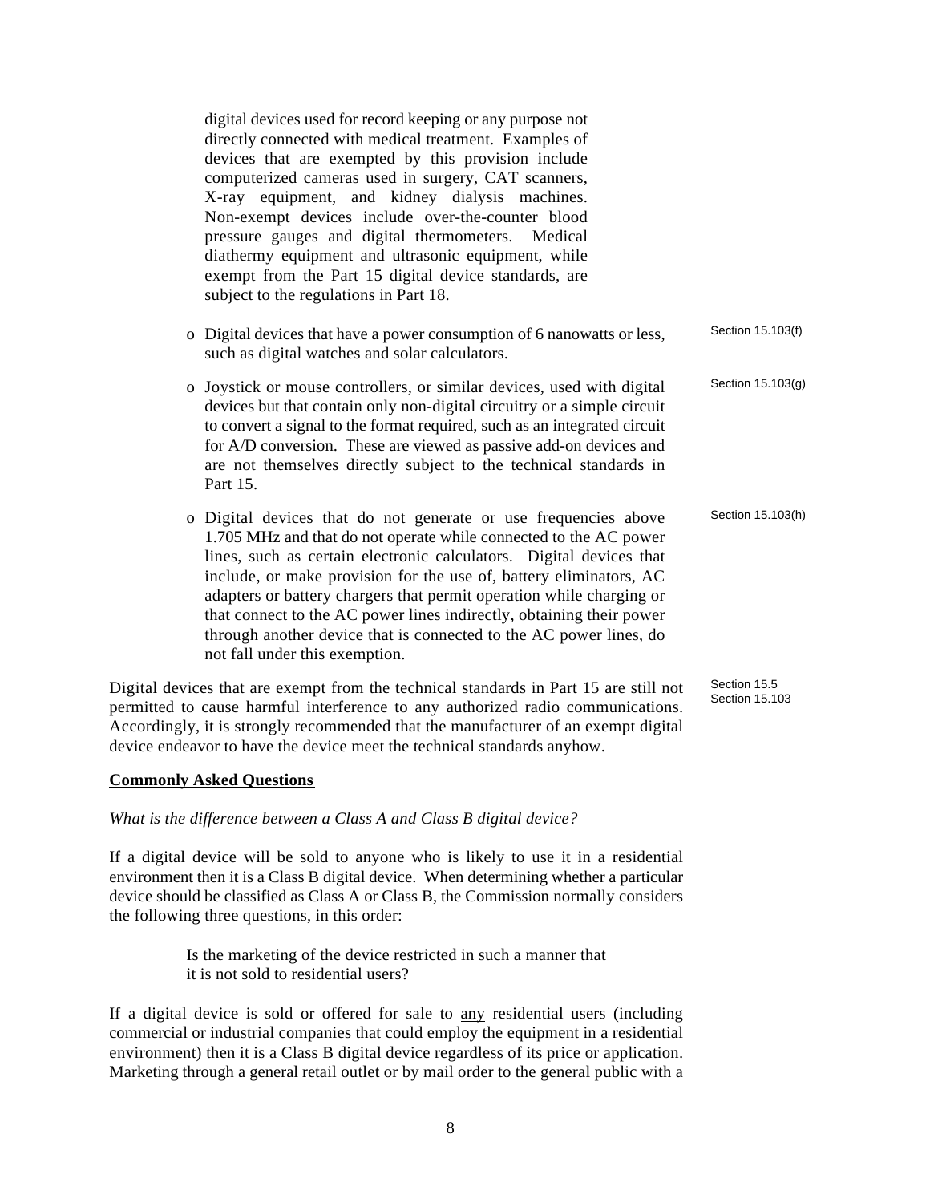digital devices used for record keeping or any purpose not directly connected with medical treatment. Examples of devices that are exempted by this provision include computerized cameras used in surgery, CAT scanners, X-ray equipment, and kidney dialysis machines. Non-exempt devices include over-the-counter blood pressure gauges and digital thermometers. Medical diathermy equipment and ultrasonic equipment, while exempt from the Part 15 digital device standards, are subject to the regulations in Part 18.

- Digital devices that have a power consumption of 6 nanowatts or less, such as digital watches and solar calculators. (Section 15.103(f))

- Joystick or mouse controllers, or similar devices, used with digital devices but that contain only non-digital circuitry or a simple circuit to convert a signal to the format required, such as an integrated circuit for A/D conversion. These are viewed as passive add-on devices and are not themselves directly subject to the technical standards in Part 15. (Section 15.103(g))

- Digital devices that do not generate or use frequencies above 1.705 MHz and that do not operate while connected to the AC power lines, such as certain electronic calculators. Digital devices that include, or make provision for the use of, battery eliminators, AC adapters or battery chargers that permit operation while charging or that connect to the AC power lines indirectly, obtaining their power through another device that is connected to the AC power lines, do not fall under this exemption. (Section 15.103(h))

Digital devices that are exempt from the technical standards in Part 15 are still not permitted to cause harmful interference to any authorized radio communications. Accordingly, it is strongly recommended that the manufacturer of an exempt digital device endeavor to have the device meet the technical standards anyhow. (Section 15.5, Section 15.103)

**Commonly Asked Questions**

*What is the difference between a Class A and Class B digital device?*

If a digital device will be sold to anyone who is likely to use it in a residential environment then it is a Class B digital device. When determining whether a particular device should be classified as Class A or Class B, the Commission normally considers the following three questions, in this order:

> Is the marketing of the device restricted in such a manner that it is not sold to residential users?

If a digital device is sold or offered for sale to any residential users (including commercial or industrial companies that could employ the equipment in a residential environment) then it is a Class B digital device regardless of its price or application. Marketing through a general retail outlet or by mail order to the general public with a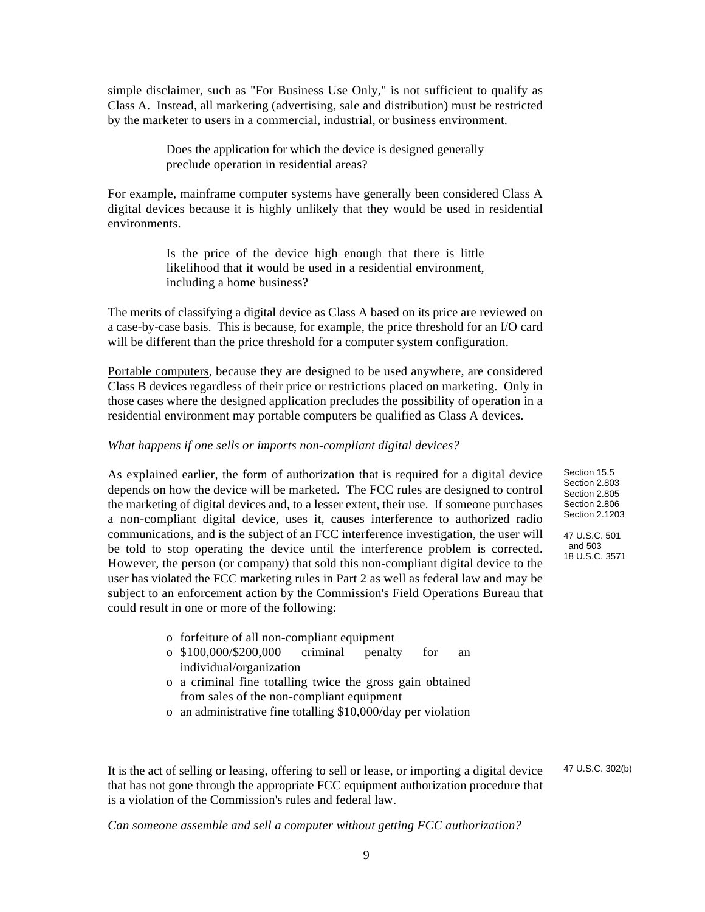simple disclaimer, such as "For Business Use Only," is not sufficient to qualify as Class A. Instead, all marketing (advertising, sale and distribution) must be restricted by the marketer to users in a commercial, industrial, or business environment.

> Does the application for which the device is designed generally preclude operation in residential areas?

For example, mainframe computer systems have generally been considered Class A digital devices because it is highly unlikely that they would be used in residential environments.

> Is the price of the device high enough that there is little likelihood that it would be used in a residential environment, including a home business?

The merits of classifying a digital device as Class A based on its price are reviewed on a case-by-case basis. This is because, for example, the price threshold for an I/O card will be different than the price threshold for a computer system configuration.

Portable computers, because they are designed to be used anywhere, are considered Class B devices regardless of their price or restrictions placed on marketing. Only in those cases where the designed application precludes the possibility of operation in a residential environment may portable computers be qualified as Class A devices.

*What happens if one sells or imports non-compliant digital devices?*

Section 15.5
Section 2.803
Section 2.805
Section 2.806
Section 2.1203

47 U.S.C. 501
and 503
18 U.S.C. 3571

As explained earlier, the form of authorization that is required for a digital device depends on how the device will be marketed. The FCC rules are designed to control the marketing of digital devices and, to a lesser extent, their use. If someone purchases a non-compliant digital device, uses it, causes interference to authorized radio communications, and is the subject of an FCC interference investigation, the user will be told to stop operating the device until the interference problem is corrected. However, the person (or company) that sold this non-compliant digital device to the user has violated the FCC marketing rules in Part 2 as well as federal law and may be subject to an enforcement action by the Commission's Field Operations Bureau that could result in one or more of the following:

- forfeiture of all non-compliant equipment
- $100,000/$200,000 criminal penalty for an individual/organization
- a criminal fine totalling twice the gross gain obtained from sales of the non-compliant equipment
- an administrative fine totalling $10,000/day per violation

47 U.S.C. 302(b)

It is the act of selling or leasing, offering to sell or lease, or importing a digital device that has not gone through the appropriate FCC equipment authorization procedure that is a violation of the Commission's rules and federal law.

*Can someone assemble and sell a computer without getting FCC authorization?*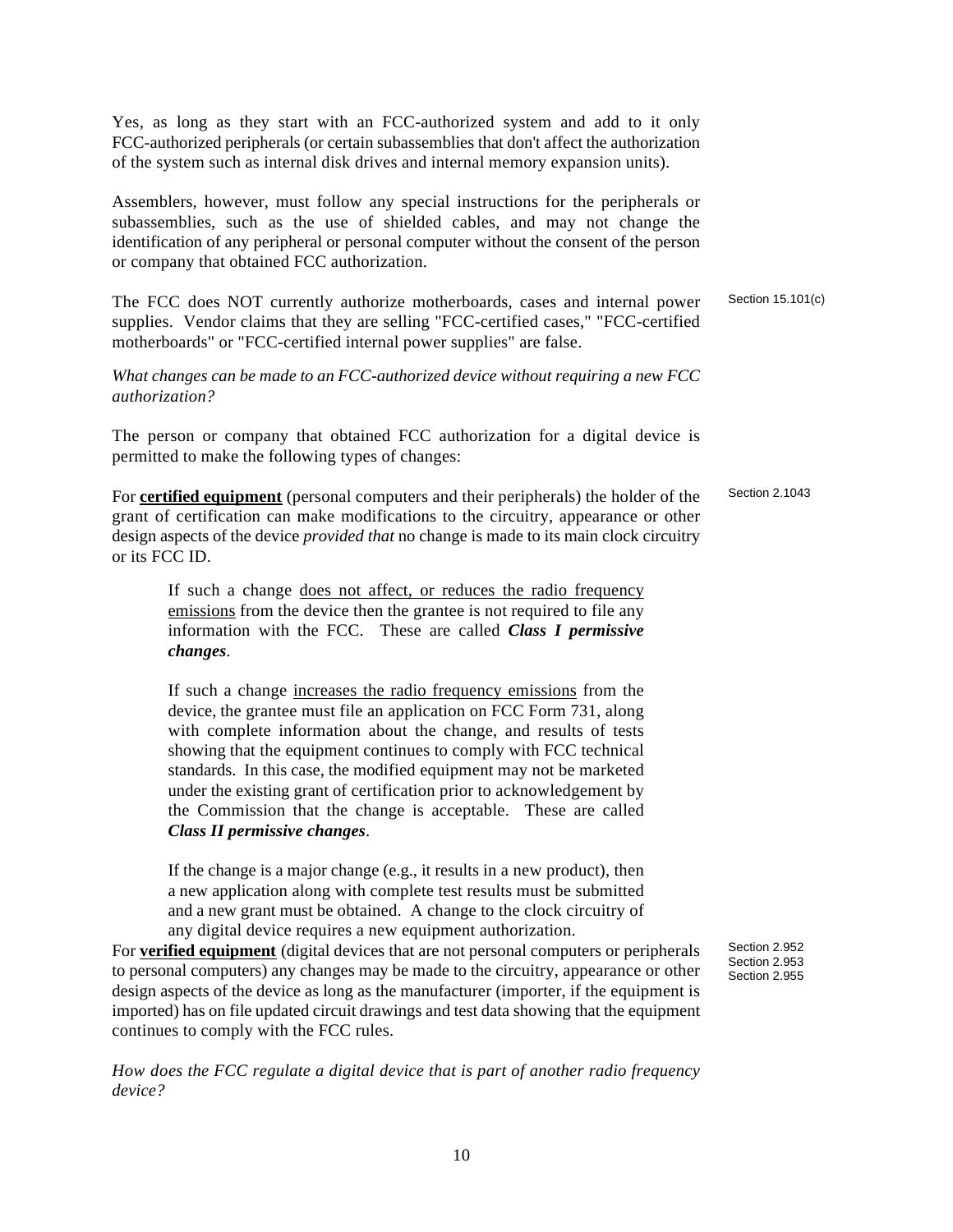Yes, as long as they start with an FCC-authorized system and add to it only FCC-authorized peripherals (or certain subassemblies that don't affect the authorization of the system such as internal disk drives and internal memory expansion units).

Assemblers, however, must follow any special instructions for the peripherals or subassemblies, such as the use of shielded cables, and may not change the identification of any peripheral or personal computer without the consent of the person or company that obtained FCC authorization.

The FCC does NOT currently authorize motherboards, cases and internal power supplies. Vendor claims that they are selling "FCC-certified cases," "FCC-certified motherboards" or "FCC-certified internal power supplies" are false.

Section 15.101(c)

*What changes can be made to an FCC-authorized device without requiring a new FCC authorization?*

The person or company that obtained FCC authorization for a digital device is permitted to make the following types of changes:

For **certified equipment** (personal computers and their peripherals) the holder of the grant of certification can make modifications to the circuitry, appearance or other design aspects of the device *provided that* no change is made to its main clock circuitry or its FCC ID.

Section 2.1043

> If such a change does not affect, or reduces the radio frequency emissions from the device then the grantee is not required to file any information with the FCC. These are called ***Class I permissive changes***.
>
> If such a change increases the radio frequency emissions from the device, the grantee must file an application on FCC Form 731, along with complete information about the change, and results of tests showing that the equipment continues to comply with FCC technical standards. In this case, the modified equipment may not be marketed under the existing grant of certification prior to acknowledgement by the Commission that the change is acceptable. These are called ***Class II permissive changes***.
>
> If the change is a major change (e.g., it results in a new product), then a new application along with complete test results must be submitted and a new grant must be obtained. A change to the clock circuitry of any digital device requires a new equipment authorization.

For **verified equipment** (digital devices that are not personal computers or peripherals to personal computers) any changes may be made to the circuitry, appearance or other design aspects of the device as long as the manufacturer (importer, if the equipment is imported) has on file updated circuit drawings and test data showing that the equipment continues to comply with the FCC rules.

Section 2.952
Section 2.953
Section 2.955

*How does the FCC regulate a digital device that is part of another radio frequency device?*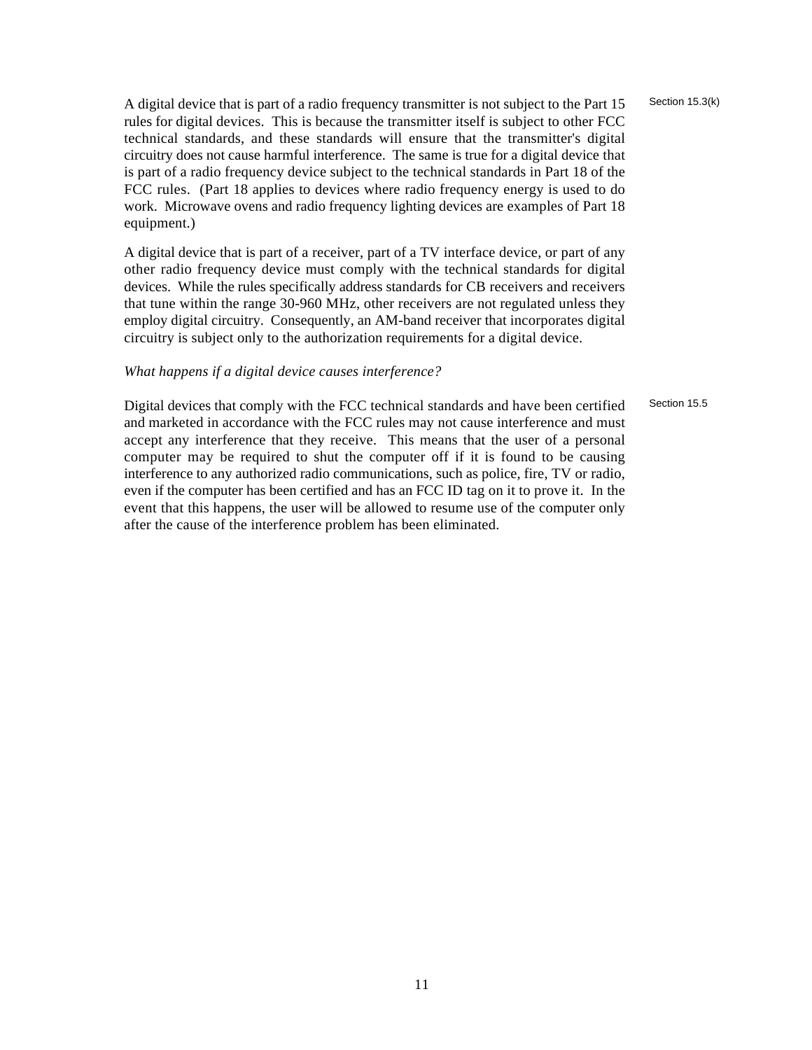A digital device that is part of a radio frequency transmitter is not subject to the Part 15 rules for digital devices. This is because the transmitter itself is subject to other FCC technical standards, and these standards will ensure that the transmitter's digital circuitry does not cause harmful interference. The same is true for a digital device that is part of a radio frequency device subject to the technical standards in Part 18 of the FCC rules. (Part 18 applies to devices where radio frequency energy is used to do work. Microwave ovens and radio frequency lighting devices are examples of Part 18 equipment.)

Section 15.3(k)

A digital device that is part of a receiver, part of a TV interface device, or part of any other radio frequency device must comply with the technical standards for digital devices. While the rules specifically address standards for CB receivers and receivers that tune within the range 30-960 MHz, other receivers are not regulated unless they employ digital circuitry. Consequently, an AM-band receiver that incorporates digital circuitry is subject only to the authorization requirements for a digital device.

*What happens if a digital device causes interference?*

Digital devices that comply with the FCC technical standards and have been certified and marketed in accordance with the FCC rules may not cause interference and must accept any interference that they receive. This means that the user of a personal computer may be required to shut the computer off if it is found to be causing interference to any authorized radio communications, such as police, fire, TV or radio, even if the computer has been certified and has an FCC ID tag on it to prove it. In the event that this happens, the user will be allowed to resume use of the computer only after the cause of the interference problem has been eliminated.

Section 15.5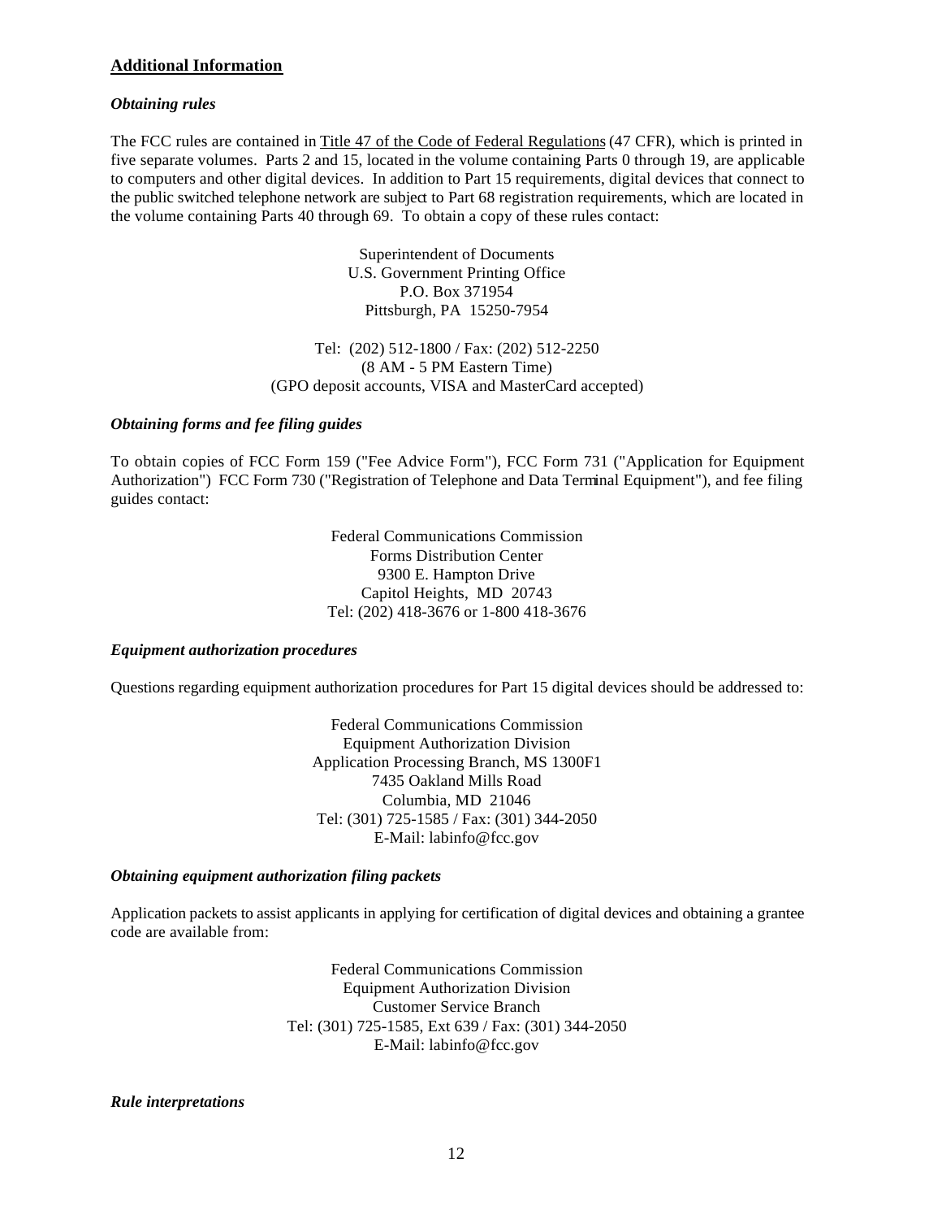## Additional Information

### *Obtaining rules*

The FCC rules are contained in Title 47 of the Code of Federal Regulations (47 CFR), which is printed in five separate volumes. Parts 2 and 15, located in the volume containing Parts 0 through 19, are applicable to computers and other digital devices. In addition to Part 15 requirements, digital devices that connect to the public switched telephone network are subject to Part 68 registration requirements, which are located in the volume containing Parts 40 through 69. To obtain a copy of these rules contact:

Superintendent of Documents
U.S. Government Printing Office
P.O. Box 371954
Pittsburgh, PA 15250-7954

Tel: (202) 512-1800 / Fax: (202) 512-2250
(8 AM - 5 PM Eastern Time)
(GPO deposit accounts, VISA and MasterCard accepted)

### *Obtaining forms and fee filing guides*

To obtain copies of FCC Form 159 ("Fee Advice Form"), FCC Form 731 ("Application for Equipment Authorization") FCC Form 730 ("Registration of Telephone and Data Terminal Equipment"), and fee filing guides contact:

Federal Communications Commission
Forms Distribution Center
9300 E. Hampton Drive
Capitol Heights, MD 20743
Tel: (202) 418-3676 or 1-800 418-3676

### *Equipment authorization procedures*

Questions regarding equipment authorization procedures for Part 15 digital devices should be addressed to:

Federal Communications Commission
Equipment Authorization Division
Application Processing Branch, MS 1300F1
7435 Oakland Mills Road
Columbia, MD 21046
Tel: (301) 725-1585 / Fax: (301) 344-2050
E-Mail: labinfo@fcc.gov

### *Obtaining equipment authorization filing packets*

Application packets to assist applicants in applying for certification of digital devices and obtaining a grantee code are available from:

Federal Communications Commission
Equipment Authorization Division
Customer Service Branch
Tel: (301) 725-1585, Ext 639 / Fax: (301) 344-2050
E-Mail: labinfo@fcc.gov

### *Rule interpretations*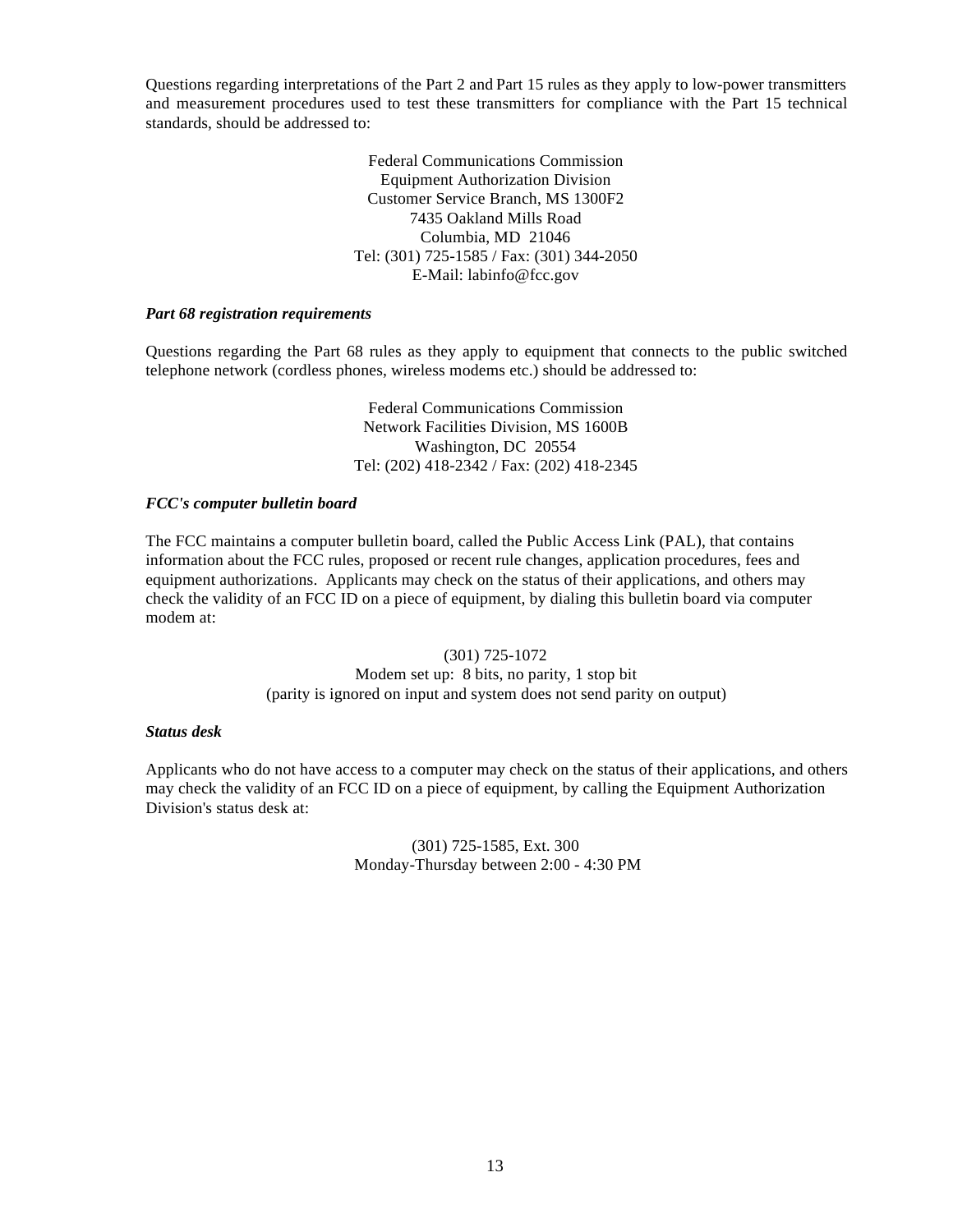Questions regarding interpretations of the Part 2 and Part 15 rules as they apply to low-power transmitters and measurement procedures used to test these transmitters for compliance with the Part 15 technical standards, should be addressed to:

Federal Communications Commission
Equipment Authorization Division
Customer Service Branch, MS 1300F2
7435 Oakland Mills Road
Columbia, MD 21046
Tel: (301) 725-1585 / Fax: (301) 344-2050
E-Mail: labinfo@fcc.gov

***Part 68 registration requirements***

Questions regarding the Part 68 rules as they apply to equipment that connects to the public switched telephone network (cordless phones, wireless modems etc.) should be addressed to:

Federal Communications Commission
Network Facilities Division, MS 1600B
Washington, DC 20554
Tel: (202) 418-2342 / Fax: (202) 418-2345

***FCC's computer bulletin board***

The FCC maintains a computer bulletin board, called the Public Access Link (PAL), that contains information about the FCC rules, proposed or recent rule changes, application procedures, fees and equipment authorizations. Applicants may check on the status of their applications, and others may check the validity of an FCC ID on a piece of equipment, by dialing this bulletin board via computer modem at:

(301) 725-1072
Modem set up: 8 bits, no parity, 1 stop bit
(parity is ignored on input and system does not send parity on output)

***Status desk***

Applicants who do not have access to a computer may check on the status of their applications, and others may check the validity of an FCC ID on a piece of equipment, by calling the Equipment Authorization Division's status desk at:

(301) 725-1585, Ext. 300
Monday-Thursday between 2:00 - 4:30 PM